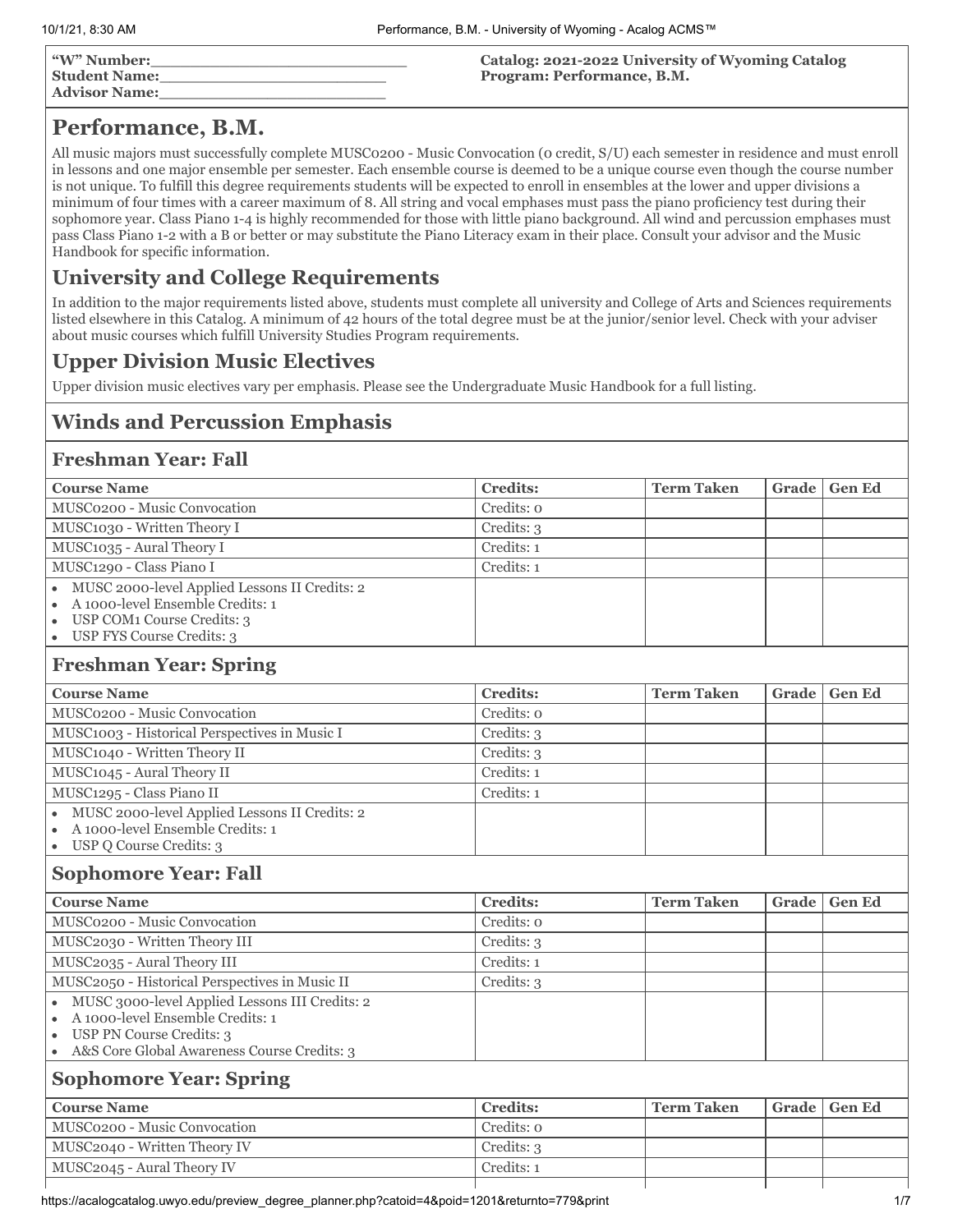**"W" Number:**\_\_\_\_\_\_\_\_\_\_\_\_\_\_\_\_\_\_\_\_\_\_\_\_\_\_
**Student Name:**\_\_\_\_\_\_\_\_\_\_\_\_\_\_\_\_\_\_\_\_\_\_\_\_
**Advisor Name:**\_\_\_\_\_\_\_\_\_\_\_\_\_\_\_\_\_\_\_\_\_\_\_\_

**Catalog: 2021-2022 University of Wyoming Catalog**
**Program: Performance, B.M.**

# Performance, B.M.

All music majors must successfully complete MUSC0200 - Music Convocation (0 credit, S/U) each semester in residence and must enroll in lessons and one major ensemble per semester. Each ensemble course is deemed to be a unique course even though the course number is not unique. To fulfill this degree requirements students will be expected to enroll in ensembles at the lower and upper divisions a minimum of four times with a career maximum of 8. All string and vocal emphases must pass the piano proficiency test during their sophomore year. Class Piano 1-4 is highly recommended for those with little piano background. All wind and percussion emphases must pass Class Piano 1-2 with a B or better or may substitute the Piano Literacy exam in their place. Consult your advisor and the Music Handbook for specific information.

## University and College Requirements

In addition to the major requirements listed above, students must complete all university and College of Arts and Sciences requirements listed elsewhere in this Catalog. A minimum of 42 hours of the total degree must be at the junior/senior level. Check with your adviser about music courses which fulfill University Studies Program requirements.

## Upper Division Music Electives

Upper division music electives vary per emphasis. Please see the Undergraduate Music Handbook for a full listing.

## Winds and Percussion Emphasis

### Freshman Year: Fall

| Course Name | Credits: | Term Taken | Grade | Gen Ed |
|---|---|---|---|---|
| MUSC0200 - Music Convocation | Credits: 0 | | | |
| MUSC1030 - Written Theory I | Credits: 3 | | | |
| MUSC1035 - Aural Theory I | Credits: 1 | | | |
| MUSC1290 - Class Piano I | Credits: 1 | | | |
| • MUSC 2000-level Applied Lessons II Credits: 2<br>• A 1000-level Ensemble Credits: 1<br>• USP COM1 Course Credits: 3<br>• USP FYS Course Credits: 3 | | | | |

### Freshman Year: Spring

| Course Name | Credits: | Term Taken | Grade | Gen Ed |
|---|---|---|---|---|
| MUSC0200 - Music Convocation | Credits: 0 | | | |
| MUSC1003 - Historical Perspectives in Music I | Credits: 3 | | | |
| MUSC1040 - Written Theory II | Credits: 3 | | | |
| MUSC1045 - Aural Theory II | Credits: 1 | | | |
| MUSC1295 - Class Piano II | Credits: 1 | | | |
| • MUSC 2000-level Applied Lessons II Credits: 2<br>• A 1000-level Ensemble Credits: 1<br>• USP Q Course Credits: 3 | | | | |

### Sophomore Year: Fall

| Course Name | Credits: | Term Taken | Grade | Gen Ed |
|---|---|---|---|---|
| MUSC0200 - Music Convocation | Credits: 0 | | | |
| MUSC2030 - Written Theory III | Credits: 3 | | | |
| MUSC2035 - Aural Theory III | Credits: 1 | | | |
| MUSC2050 - Historical Perspectives in Music II | Credits: 3 | | | |
| • MUSC 3000-level Applied Lessons III Credits: 2<br>• A 1000-level Ensemble Credits: 1<br>• USP PN Course Credits: 3<br>• A&S Core Global Awareness Course Credits: 3 | | | | |

### Sophomore Year: Spring

| Course Name | Credits: | Term Taken | Grade | Gen Ed |
|---|---|---|---|---|
| MUSC0200 - Music Convocation | Credits: 0 | | | |
| MUSC2040 - Written Theory IV | Credits: 3 | | | |
| MUSC2045 - Aural Theory IV | Credits: 1 | | | |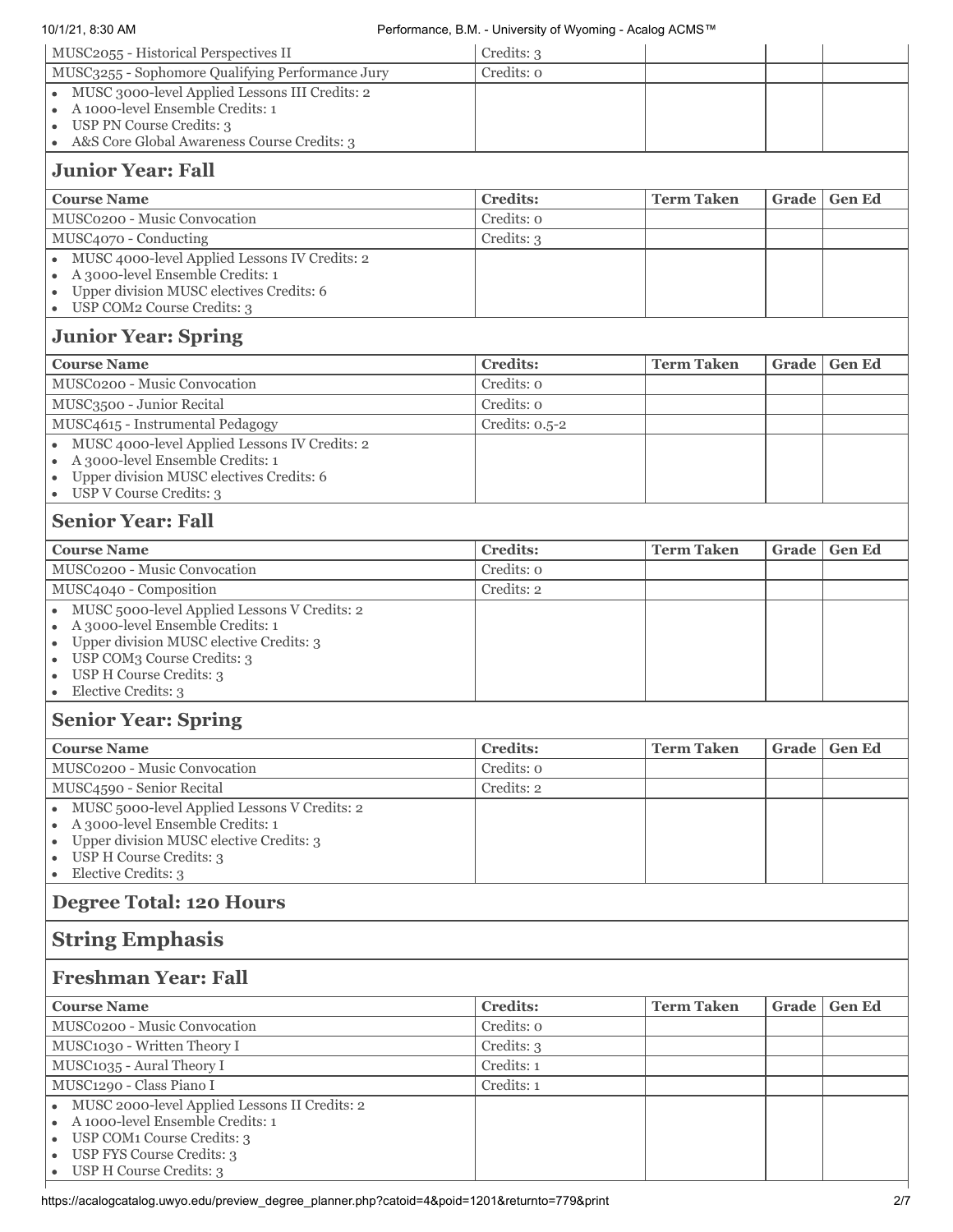| Course Name | Credits: | Term Taken | Grade | Gen Ed |
|---|---|---|---|---|
| MUSC2055 - Historical Perspectives II | Credits: 3 | | | |
| MUSC3255 - Sophomore Qualifying Performance Jury | Credits: 0 | | | |
| • MUSC 3000-level Applied Lessons III Credits: 2<br>• A 1000-level Ensemble Credits: 1<br>• USP PN Course Credits: 3<br>• A&S Core Global Awareness Course Credits: 3 | | | | |

### Junior Year: Fall

| Course Name | Credits: | Term Taken | Grade | Gen Ed |
|---|---|---|---|---|
| MUSC0200 - Music Convocation | Credits: 0 | | | |
| MUSC4070 - Conducting | Credits: 3 | | | |
| • MUSC 4000-level Applied Lessons IV Credits: 2<br>• A 3000-level Ensemble Credits: 1<br>• Upper division MUSC electives Credits: 6<br>• USP COM2 Course Credits: 3 | | | | |

### Junior Year: Spring

| Course Name | Credits: | Term Taken | Grade | Gen Ed |
|---|---|---|---|---|
| MUSC0200 - Music Convocation | Credits: 0 | | | |
| MUSC3500 - Junior Recital | Credits: 0 | | | |
| MUSC4615 - Instrumental Pedagogy | Credits: 0.5-2 | | | |
| • MUSC 4000-level Applied Lessons IV Credits: 2<br>• A 3000-level Ensemble Credits: 1<br>• Upper division MUSC electives Credits: 6<br>• USP V Course Credits: 3 | | | | |

### Senior Year: Fall

| Course Name | Credits: | Term Taken | Grade | Gen Ed |
|---|---|---|---|---|
| MUSC0200 - Music Convocation | Credits: 0 | | | |
| MUSC4040 - Composition | Credits: 2 | | | |
| • MUSC 5000-level Applied Lessons V Credits: 2<br>• A 3000-level Ensemble Credits: 1<br>• Upper division MUSC elective Credits: 3<br>• USP COM3 Course Credits: 3<br>• USP H Course Credits: 3<br>• Elective Credits: 3 | | | | |

### Senior Year: Spring

| Course Name | Credits: | Term Taken | Grade | Gen Ed |
|---|---|---|---|---|
| MUSC0200 - Music Convocation | Credits: 0 | | | |
| MUSC4590 - Senior Recital | Credits: 2 | | | |
| • MUSC 5000-level Applied Lessons V Credits: 2<br>• A 3000-level Ensemble Credits: 1<br>• Upper division MUSC elective Credits: 3<br>• USP H Course Credits: 3<br>• Elective Credits: 3 | | | | |

### Degree Total: 120 Hours

## String Emphasis

### Freshman Year: Fall

| Course Name | Credits: | Term Taken | Grade | Gen Ed |
|---|---|---|---|---|
| MUSC0200 - Music Convocation | Credits: 0 | | | |
| MUSC1030 - Written Theory I | Credits: 3 | | | |
| MUSC1035 - Aural Theory I | Credits: 1 | | | |
| MUSC1290 - Class Piano I | Credits: 1 | | | |
| • MUSC 2000-level Applied Lessons II Credits: 2<br>• A 1000-level Ensemble Credits: 1<br>• USP COM1 Course Credits: 3<br>• USP FYS Course Credits: 3<br>• USP H Course Credits: 3 | | | | |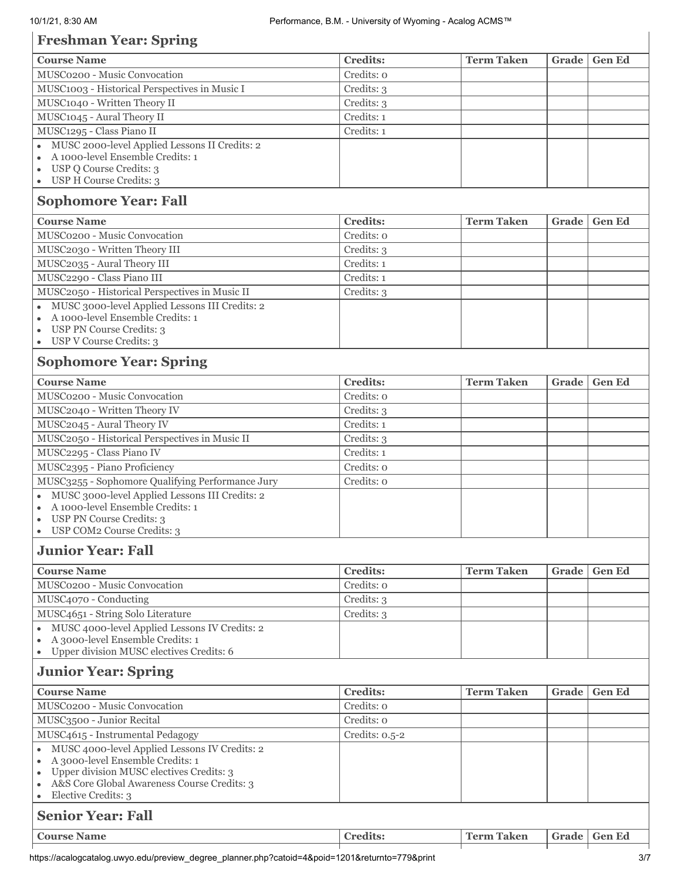## Freshman Year: Spring

| Course Name | Credits: | Term Taken | Grade | Gen Ed |
|---|---|---|---|---|
| MUSC0200 - Music Convocation | Credits: 0 | | | |
| MUSC1003 - Historical Perspectives in Music I | Credits: 3 | | | |
| MUSC1040 - Written Theory II | Credits: 3 | | | |
| MUSC1045 - Aural Theory II | Credits: 1 | | | |
| MUSC1295 - Class Piano II | Credits: 1 | | | |
| • MUSC 2000-level Applied Lessons II Credits: 2<br>• A 1000-level Ensemble Credits: 1<br>• USP Q Course Credits: 3<br>• USP H Course Credits: 3 | | | | |

## Sophomore Year: Fall

| Course Name | Credits: | Term Taken | Grade | Gen Ed |
|---|---|---|---|---|
| MUSC0200 - Music Convocation | Credits: 0 | | | |
| MUSC2030 - Written Theory III | Credits: 3 | | | |
| MUSC2035 - Aural Theory III | Credits: 1 | | | |
| MUSC2290 - Class Piano III | Credits: 1 | | | |
| MUSC2050 - Historical Perspectives in Music II | Credits: 3 | | | |
| • MUSC 3000-level Applied Lessons III Credits: 2<br>• A 1000-level Ensemble Credits: 1<br>• USP PN Course Credits: 3<br>• USP V Course Credits: 3 | | | | |

## Sophomore Year: Spring

| Course Name | Credits: | Term Taken | Grade | Gen Ed |
|---|---|---|---|---|
| MUSC0200 - Music Convocation | Credits: 0 | | | |
| MUSC2040 - Written Theory IV | Credits: 3 | | | |
| MUSC2045 - Aural Theory IV | Credits: 1 | | | |
| MUSC2050 - Historical Perspectives in Music II | Credits: 3 | | | |
| MUSC2295 - Class Piano IV | Credits: 1 | | | |
| MUSC2395 - Piano Proficiency | Credits: 0 | | | |
| MUSC3255 - Sophomore Qualifying Performance Jury | Credits: 0 | | | |
| • MUSC 3000-level Applied Lessons III Credits: 2<br>• A 1000-level Ensemble Credits: 1<br>• USP PN Course Credits: 3<br>• USP COM2 Course Credits: 3 | | | | |

## Junior Year: Fall

| Course Name | Credits: | Term Taken | Grade | Gen Ed |
|---|---|---|---|---|
| MUSC0200 - Music Convocation | Credits: 0 | | | |
| MUSC4070 - Conducting | Credits: 3 | | | |
| MUSC4651 - String Solo Literature | Credits: 3 | | | |
| • MUSC 4000-level Applied Lessons IV Credits: 2<br>• A 3000-level Ensemble Credits: 1<br>• Upper division MUSC electives Credits: 6 | | | | |

## Junior Year: Spring

| Course Name | Credits: | Term Taken | Grade | Gen Ed |
|---|---|---|---|---|
| MUSC0200 - Music Convocation | Credits: 0 | | | |
| MUSC3500 - Junior Recital | Credits: 0 | | | |
| MUSC4615 - Instrumental Pedagogy | Credits: 0.5-2 | | | |
| • MUSC 4000-level Applied Lessons IV Credits: 2<br>• A 3000-level Ensemble Credits: 1<br>• Upper division MUSC electives Credits: 3<br>• A&S Core Global Awareness Course Credits: 3<br>• Elective Credits: 3 | | | | |

## Senior Year: Fall

| Course Name | Credits: | Term Taken | Grade | Gen Ed |
|---|---|---|---|---|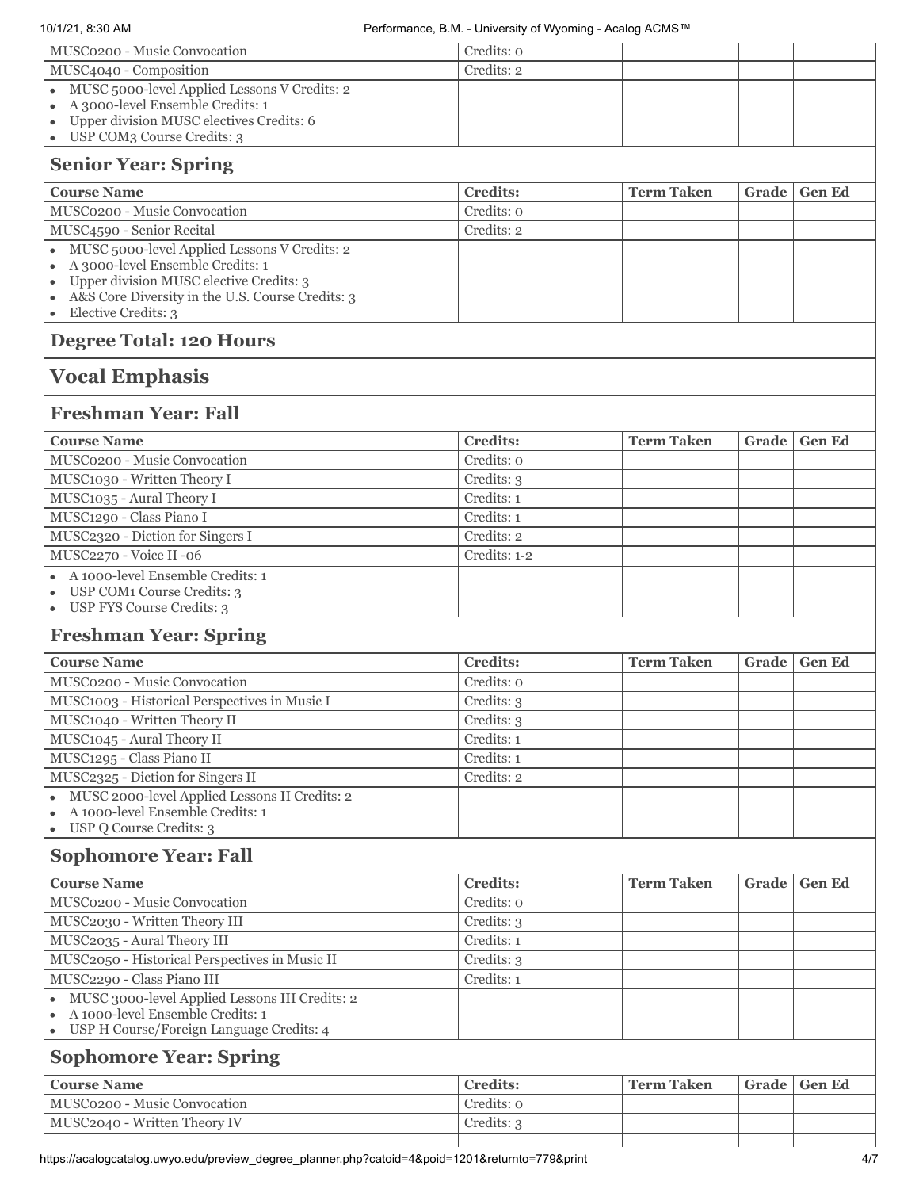| | | | | |
|---|---|---|---|---|
| MUSC0200 - Music Convocation | Credits: 0 | | | |
| MUSC4040 - Composition | Credits: 2 | | | |
| • MUSC 5000-level Applied Lessons V Credits: 2<br>• A 3000-level Ensemble Credits: 1<br>• Upper division MUSC electives Credits: 6<br>• USP COM3 Course Credits: 3 | | | | |

### Senior Year: Spring

| Course Name | Credits: | Term Taken | Grade | Gen Ed |
|---|---|---|---|---|
| MUSC0200 - Music Convocation | Credits: 0 | | | |
| MUSC4590 - Senior Recital | Credits: 2 | | | |
| • MUSC 5000-level Applied Lessons V Credits: 2<br>• A 3000-level Ensemble Credits: 1<br>• Upper division MUSC elective Credits: 3<br>• A&S Core Diversity in the U.S. Course Credits: 3<br>• Elective Credits: 3 | | | | |

### Degree Total: 120 Hours

## Vocal Emphasis

### Freshman Year: Fall

| Course Name | Credits: | Term Taken | Grade | Gen Ed |
|---|---|---|---|---|
| MUSC0200 - Music Convocation | Credits: 0 | | | |
| MUSC1030 - Written Theory I | Credits: 3 | | | |
| MUSC1035 - Aural Theory I | Credits: 1 | | | |
| MUSC1290 - Class Piano I | Credits: 1 | | | |
| MUSC2320 - Diction for Singers I | Credits: 2 | | | |
| MUSC2270 - Voice II -06 | Credits: 1-2 | | | |
| • A 1000-level Ensemble Credits: 1<br>• USP COM1 Course Credits: 3<br>• USP FYS Course Credits: 3 | | | | |

### Freshman Year: Spring

| Course Name | Credits: | Term Taken | Grade | Gen Ed |
|---|---|---|---|---|
| MUSC0200 - Music Convocation | Credits: 0 | | | |
| MUSC1003 - Historical Perspectives in Music I | Credits: 3 | | | |
| MUSC1040 - Written Theory II | Credits: 3 | | | |
| MUSC1045 - Aural Theory II | Credits: 1 | | | |
| MUSC1295 - Class Piano II | Credits: 1 | | | |
| MUSC2325 - Diction for Singers II | Credits: 2 | | | |
| • MUSC 2000-level Applied Lessons II Credits: 2<br>• A 1000-level Ensemble Credits: 1<br>• USP Q Course Credits: 3 | | | | |

### Sophomore Year: Fall

| Course Name | Credits: | Term Taken | Grade | Gen Ed |
|---|---|---|---|---|
| MUSC0200 - Music Convocation | Credits: 0 | | | |
| MUSC2030 - Written Theory III | Credits: 3 | | | |
| MUSC2035 - Aural Theory III | Credits: 1 | | | |
| MUSC2050 - Historical Perspectives in Music II | Credits: 3 | | | |
| MUSC2290 - Class Piano III | Credits: 1 | | | |
| • MUSC 3000-level Applied Lessons III Credits: 2<br>• A 1000-level Ensemble Credits: 1<br>• USP H Course/Foreign Language Credits: 4 | | | | |

### Sophomore Year: Spring

| Course Name | Credits: | Term Taken | Grade | Gen Ed |
|---|---|---|---|---|
| MUSC0200 - Music Convocation | Credits: 0 | | | |
| MUSC2040 - Written Theory IV | Credits: 3 | | | |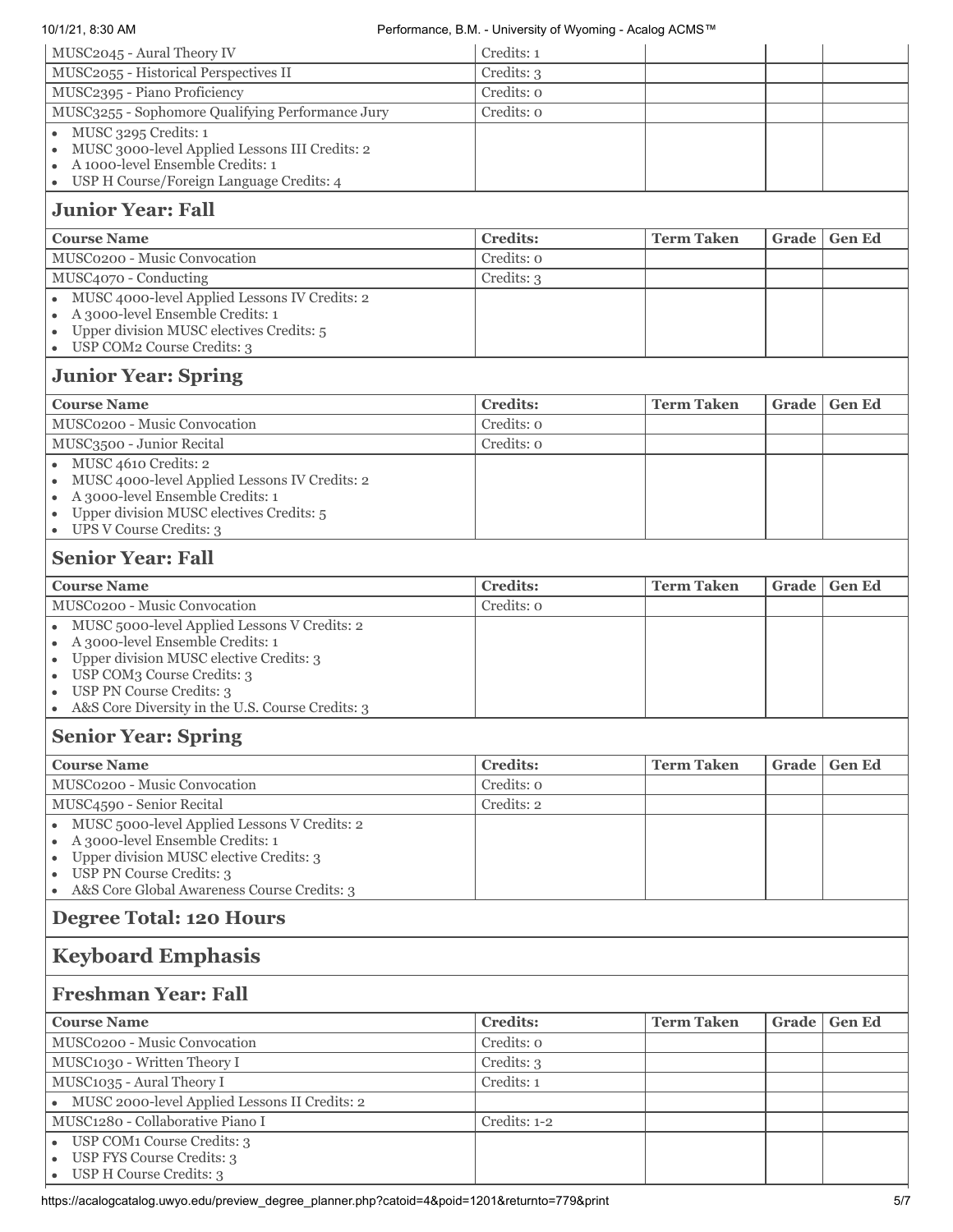| Course Name | Credits: | Term Taken | Grade | Gen Ed |
|---|---|---|---|---|
| MUSC2045 - Aural Theory IV | Credits: 1 | | | |
| MUSC2055 - Historical Perspectives II | Credits: 3 | | | |
| MUSC2395 - Piano Proficiency | Credits: 0 | | | |
| MUSC3255 - Sophomore Qualifying Performance Jury | Credits: 0 | | | |
| • MUSC 3295 Credits: 1<br>• MUSC 3000-level Applied Lessons III Credits: 2<br>• A 1000-level Ensemble Credits: 1<br>• USP H Course/Foreign Language Credits: 4 | | | | |

### Junior Year: Fall

| Course Name | Credits: | Term Taken | Grade | Gen Ed |
|---|---|---|---|---|
| MUSC0200 - Music Convocation | Credits: 0 | | | |
| MUSC4070 - Conducting | Credits: 3 | | | |
| • MUSC 4000-level Applied Lessons IV Credits: 2<br>• A 3000-level Ensemble Credits: 1<br>• Upper division MUSC electives Credits: 5<br>• USP COM2 Course Credits: 3 | | | | |

### Junior Year: Spring

| Course Name | Credits: | Term Taken | Grade | Gen Ed |
|---|---|---|---|---|
| MUSC0200 - Music Convocation | Credits: 0 | | | |
| MUSC3500 - Junior Recital | Credits: 0 | | | |
| • MUSC 4610 Credits: 2<br>• MUSC 4000-level Applied Lessons IV Credits: 2<br>• A 3000-level Ensemble Credits: 1<br>• Upper division MUSC electives Credits: 5<br>• UPS V Course Credits: 3 | | | | |

### Senior Year: Fall

| Course Name | Credits: | Term Taken | Grade | Gen Ed |
|---|---|---|---|---|
| MUSC0200 - Music Convocation | Credits: 0 | | | |
| • MUSC 5000-level Applied Lessons V Credits: 2<br>• A 3000-level Ensemble Credits: 1<br>• Upper division MUSC elective Credits: 3<br>• USP COM3 Course Credits: 3<br>• USP PN Course Credits: 3<br>• A&S Core Diversity in the U.S. Course Credits: 3 | | | | |

### Senior Year: Spring

| Course Name | Credits: | Term Taken | Grade | Gen Ed |
|---|---|---|---|---|
| MUSC0200 - Music Convocation | Credits: 0 | | | |
| MUSC4590 - Senior Recital | Credits: 2 | | | |
| • MUSC 5000-level Applied Lessons V Credits: 2<br>• A 3000-level Ensemble Credits: 1<br>• Upper division MUSC elective Credits: 3<br>• USP PN Course Credits: 3<br>• A&S Core Global Awareness Course Credits: 3 | | | | |

### Degree Total: 120 Hours

## Keyboard Emphasis

### Freshman Year: Fall

| Course Name | Credits: | Term Taken | Grade | Gen Ed |
|---|---|---|---|---|
| MUSC0200 - Music Convocation | Credits: 0 | | | |
| MUSC1030 - Written Theory I | Credits: 3 | | | |
| MUSC1035 - Aural Theory I | Credits: 1 | | | |
| • MUSC 2000-level Applied Lessons II Credits: 2 | | | | |
| MUSC1280 - Collaborative Piano I | Credits: 1-2 | | | |
| • USP COM1 Course Credits: 3<br>• USP FYS Course Credits: 3<br>• USP H Course Credits: 3 | | | | |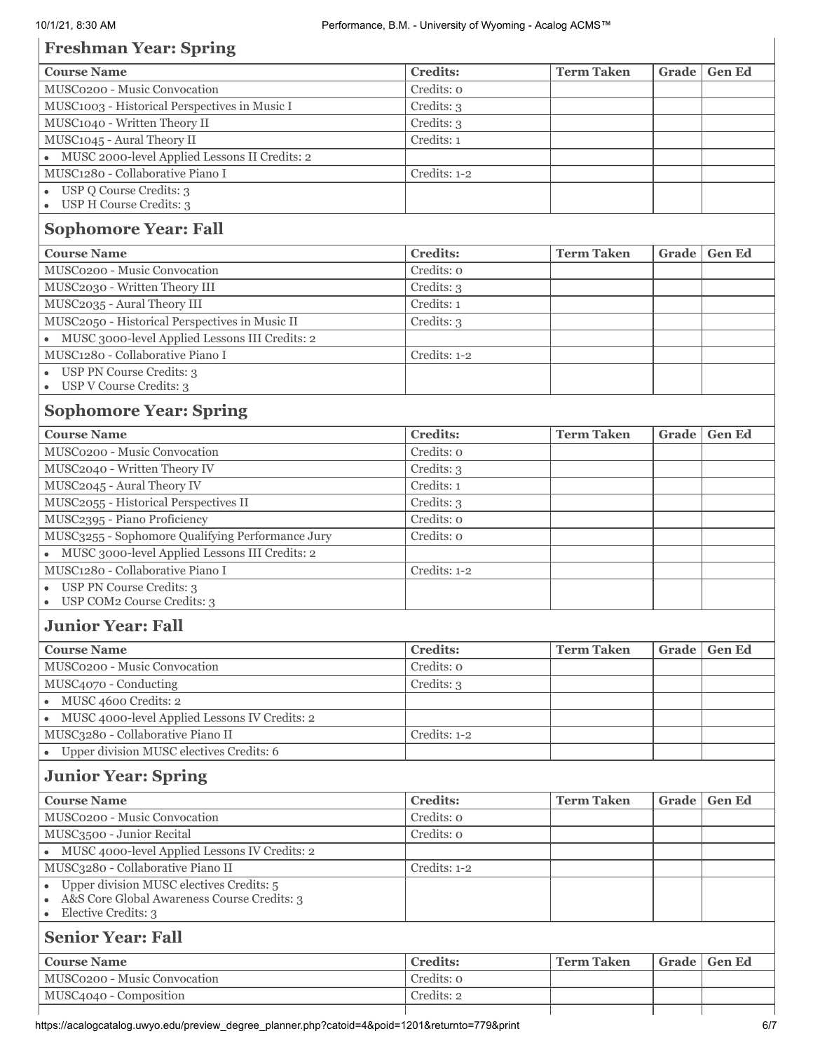## Freshman Year: Spring

| Course Name | Credits: | Term Taken | Grade | Gen Ed |
|---|---|---|---|---|
| MUSC0200 - Music Convocation | Credits: 0 | | | |
| MUSC1003 - Historical Perspectives in Music I | Credits: 3 | | | |
| MUSC1040 - Written Theory II | Credits: 3 | | | |
| MUSC1045 - Aural Theory II | Credits: 1 | | | |
| • MUSC 2000-level Applied Lessons II Credits: 2 | | | | |
| MUSC1280 - Collaborative Piano I | Credits: 1-2 | | | |
| • USP Q Course Credits: 3 <br> • USP H Course Credits: 3 | | | | |

## Sophomore Year: Fall

| Course Name | Credits: | Term Taken | Grade | Gen Ed |
|---|---|---|---|---|
| MUSC0200 - Music Convocation | Credits: 0 | | | |
| MUSC2030 - Written Theory III | Credits: 3 | | | |
| MUSC2035 - Aural Theory III | Credits: 1 | | | |
| MUSC2050 - Historical Perspectives in Music II | Credits: 3 | | | |
| • MUSC 3000-level Applied Lessons III Credits: 2 | | | | |
| MUSC1280 - Collaborative Piano I | Credits: 1-2 | | | |
| • USP PN Course Credits: 3 <br> • USP V Course Credits: 3 | | | | |

## Sophomore Year: Spring

| Course Name | Credits: | Term Taken | Grade | Gen Ed |
|---|---|---|---|---|
| MUSC0200 - Music Convocation | Credits: 0 | | | |
| MUSC2040 - Written Theory IV | Credits: 3 | | | |
| MUSC2045 - Aural Theory IV | Credits: 1 | | | |
| MUSC2055 - Historical Perspectives II | Credits: 3 | | | |
| MUSC2395 - Piano Proficiency | Credits: 0 | | | |
| MUSC3255 - Sophomore Qualifying Performance Jury | Credits: 0 | | | |
| • MUSC 3000-level Applied Lessons III Credits: 2 | | | | |
| MUSC1280 - Collaborative Piano I | Credits: 1-2 | | | |
| • USP PN Course Credits: 3 <br> • USP COM2 Course Credits: 3 | | | | |

## Junior Year: Fall

| Course Name | Credits: | Term Taken | Grade | Gen Ed |
|---|---|---|---|---|
| MUSC0200 - Music Convocation | Credits: 0 | | | |
| MUSC4070 - Conducting | Credits: 3 | | | |
| • MUSC 4600 Credits: 2 | | | | |
| • MUSC 4000-level Applied Lessons IV Credits: 2 | | | | |
| MUSC3280 - Collaborative Piano II | Credits: 1-2 | | | |
| • Upper division MUSC electives Credits: 6 | | | | |

## Junior Year: Spring

| Course Name | Credits: | Term Taken | Grade | Gen Ed |
|---|---|---|---|---|
| MUSC0200 - Music Convocation | Credits: 0 | | | |
| MUSC3500 - Junior Recital | Credits: 0 | | | |
| • MUSC 4000-level Applied Lessons IV Credits: 2 | | | | |
| MUSC3280 - Collaborative Piano II | Credits: 1-2 | | | |
| • Upper division MUSC electives Credits: 5 <br> • A&S Core Global Awareness Course Credits: 3 <br> • Elective Credits: 3 | | | | |

## Senior Year: Fall

| Course Name | Credits: | Term Taken | Grade | Gen Ed |
|---|---|---|---|---|
| MUSC0200 - Music Convocation | Credits: 0 | | | |
| MUSC4040 - Composition | Credits: 2 | | | |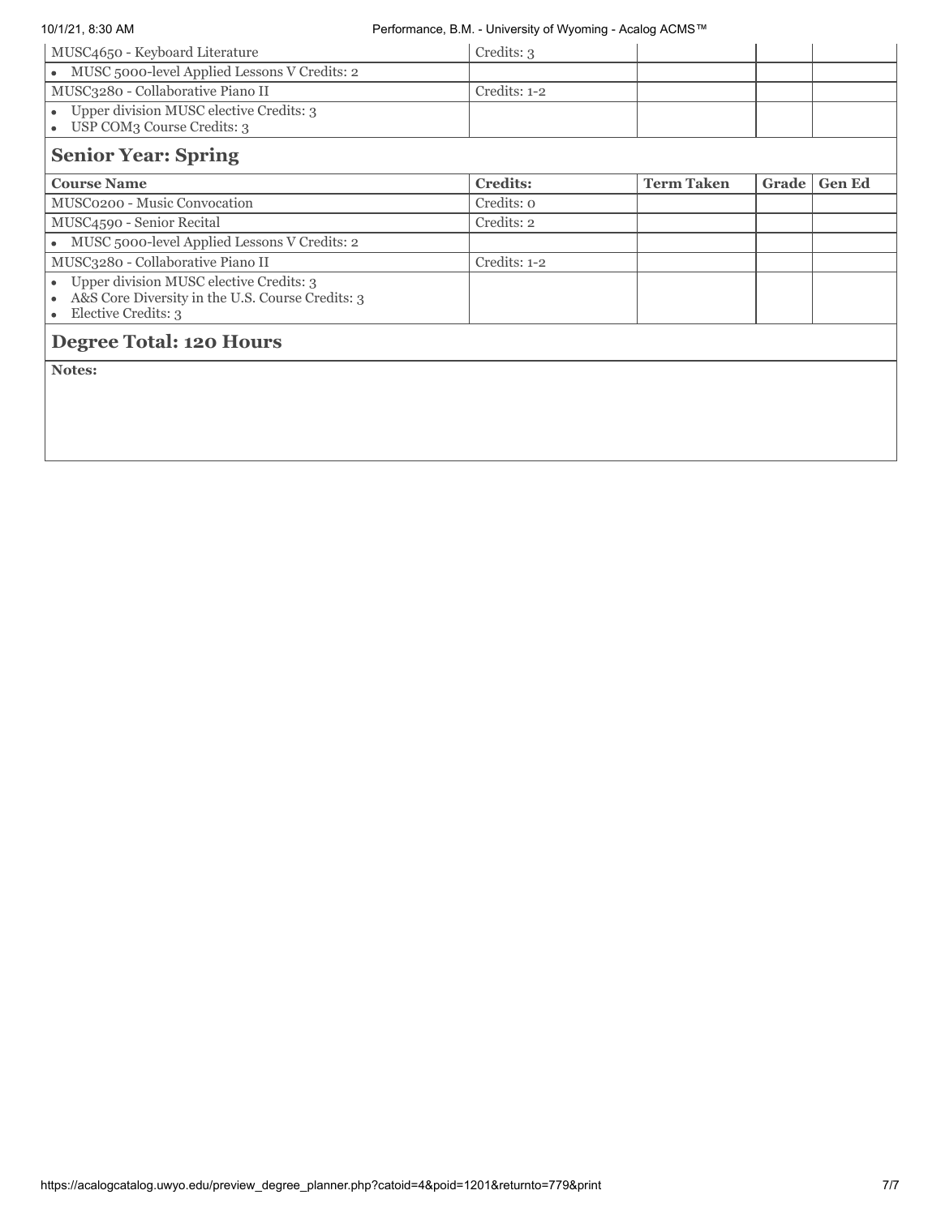| | | | | |
|---|---|---|---|---|
| MUSC4650 - Keyboard Literature | Credits: 3 | | | |
| • MUSC 5000-level Applied Lessons V Credits: 2 | | | | |
| MUSC3280 - Collaborative Piano II | Credits: 1-2 | | | |
| • Upper division MUSC elective Credits: 3<br>• USP COM3 Course Credits: 3 | | | | |

## Senior Year: Spring

| Course Name | Credits: | Term Taken | Grade | Gen Ed |
|---|---|---|---|---|
| MUSC0200 - Music Convocation | Credits: 0 | | | |
| MUSC4590 - Senior Recital | Credits: 2 | | | |
| • MUSC 5000-level Applied Lessons V Credits: 2 | | | | |
| MUSC3280 - Collaborative Piano II | Credits: 1-2 | | | |
| • Upper division MUSC elective Credits: 3<br>• A&S Core Diversity in the U.S. Course Credits: 3<br>• Elective Credits: 3 | | | | |

## Degree Total: 120 Hours

**Notes:**